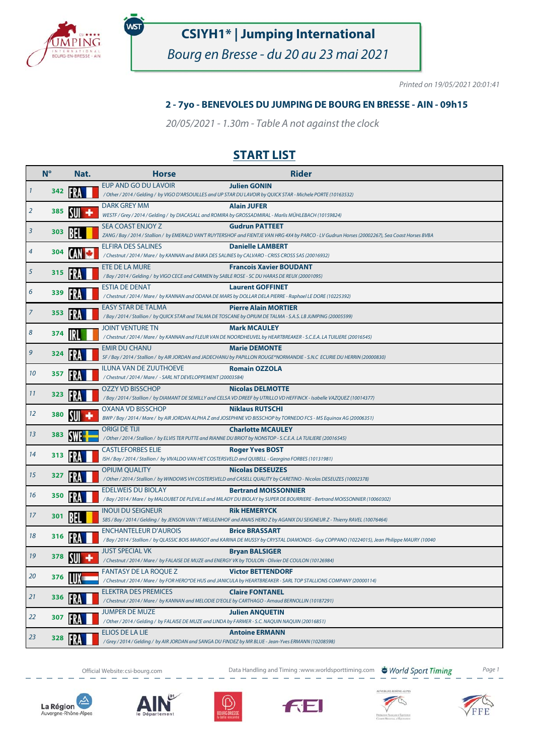# CSIYH1* | Jumping International

*Bourg en Bresse - du 20 au 23 mai 2021*

*Printed on 19/05/2021 20:01:41*

## 2 - 7yo - BENEVOLES DU JUMPING DE BOURG EN BRESSE - AIN - 09h15

*20/05/2021 - 1.30m - Table A not against the clock*

## START LIST

| | N° | Nat. | Horse | Rider |
|---|---|---|---|---|
| 1 | 342 | FRA | EUP AND GO DU LAVOIR<br>*/ Other / 2014 / Gelding / by VIGO D'ARSOUILLES and UP STAR DU LAVOIR by QUICK STAR - Michele PORTE (10163532)* | **Julien GONIN** |
| 2 | 385 | SUI | DARK GREY MM<br>*WESTF / Grey / 2014 / Gelding / by DIACASALL and ROMIRA by GROSSADMIRAL - Marlis MÜHLEBACH (10159824)* | **Alain JUFER** |
| 3 | 303 | BEL | SEA COAST ENJOY Z<br>*ZANG / Bay / 2014 / Stallion / by EMERALD VAN'T RUYTERSHOF and FIENTJE VAN HRG 4X4 by PARCO - LV Gudrun Horses (20002267), Sea Coast Horses BVBA* | **Gudrun PATTEET** |
| 4 | 304 | CAN | ELFIRA DES SALINES<br>*/ Chestnut / 2014 / Mare / by KANNAN and BAIKA DES SALINES by CALVARO - CRISS CROSS SAS (20016932)* | **Danielle LAMBERT** |
| 5 | 315 | FRA | ETE DE LA MURE<br>*/ Bay / 2014 / Gelding / by VIGO CECE and CARMEN by SABLE ROSE - SC DU HARAS DE REUX (20001095)* | **Francois Xavier BOUDANT** |
| 6 | 339 | FRA | ESTIA DE DENAT<br>*/ Chestnut / 2014 / Mare / by KANNAN and ODANA DE MARS by DOLLAR DELA PIERRE - Raphael LE DORE (10225392)* | **Laurent GOFFINET** |
| 7 | 353 | FRA | EASY STAR DE TALMA<br>*/ Bay / 2014 / Stallion / by QUICK STAR and TALMA DE TOSCANE by OPIUM DE TALMA - S.A.S. LB JUMPING (20005599)* | **Pierre Alain MORTIER** |
| 8 | 374 | IRL | JOINT VENTURE TN<br>*/ Chestnut / 2014 / Mare / by KANNAN and FLEUR VAN DE NOORDHEUVEL by HEARTBREAKER - S.C.E.A. LA TUILIERE (20016545)* | **Mark MCAULEY** |
| 9 | 324 | FRA | EMIR DU CHANU<br>*SF / Bay / 2014 / Stallion / by AIR JORDAN and JADECHANU by PAPILLON ROUGE*NORMANDIE - S.N.C ECURIE DU HERRIN (20000830)* | **Marie DEMONTE** |
| 10 | 357 | FRA | ILUNA VAN DE ZUUTHOEVE<br>*/ Chestnut / 2014 / Mare / - SARL NT DEVELOPPEMENT (20003584)* | **Romain OZZOLA** |
| 11 | 323 | FRA | OZZY VD BISSCHOP<br>*/ Bay / 2014 / Stallion / by DIAMANT DE SEMILLY and CELSA VD DREEF by UTRILLO VD HEFFINCK - Isabelle VAZQUEZ (10014377)* | **Nicolas DELMOTTE** |
| 12 | 380 | SUI | OXANA VD BISSCHOP<br>*BWP / Bay / 2014 / Mare / by AIR JORDAN ALPHA Z and JOSEPHINE VD BISSCHOP by TORNEDO FCS - MS Equinox AG (20006351)* | **Niklaus RUTSCHI** |
| 13 | 383 | SWE | ORIGI DE TIJI<br>*/ Other / 2014 / Stallion / by ELVIS TER PUTTE and RIANNE DU BRIOT by NONSTOP - S.C.E.A. LA TUILIERE (20016545)* | **Charlotte MCAULEY** |
| 14 | 313 | FRA | CASTLEFORBES ELIE<br>*ISH / Bay / 2014 / Stallion / by VIVALDO VAN HET COSTERSVELD and QUIBELL - Georgina FORBES (10131981)* | **Roger Yves BOST** |
| 15 | 327 | FRA | OPIUM QUALITY<br>*/ Other / 2014 / Stallion / by WINDOWS VH COSTERSVELD and CASELL QUALITY by CARETINO - Nicolas DESEUZES (10002378)* | **Nicolas DESEUZES** |
| 16 | 350 | FRA | EDELWEIS DU BIOLAY<br>*/ Bay / 2014 / Mare / by MALOUBET DE PLEVILLE and MILADY DU BIOLAY by SUPER DE BOURRIERE - Bertrand MOISSONNIER (10060302)* | **Bertrand MOISSONNIER** |
| 17 | 301 | BEL | INOUI DU SEIGNEUR<br>*SBS / Bay / 2014 / Gelding / by JENSON VAN \'T MEULENHOF and ANAIS HERO Z by AGANIX DU SEIGNEUR Z - Thierry RAVEL (10076464)* | **Rik HEMERYCK** |
| 18 | 316 | FRA | ENCHANTEUR D'AUROIS<br>*/ Bay / 2014 / Stallion / by QLASSIC BOIS MARGOT and KARINA DE MUSSY by CRYSTAL DIAMONDS - Guy COPPANO (10224015), Jean Philippe MAURY (10040* | **Brice BRASSART** |
| 19 | 378 | SUI | JUST SPECIAL VK<br>*/ Chestnut / 2014 / Mare / by FALAISE DE MUZE and ENERGY VK by TOULON - Olivier DE COULON (10126984)* | **Bryan BALSIGER** |
| 20 | 376 | LUX | FANTASY DE LA ROQUE Z<br>*/ Chestnut / 2014 / Mare / by FOR HERO*DE HUS and JANICULA by HEARTBREAKER - SARL TOP STALLIONS COMPANY (20000114)* | **Victor BETTENDORF** |
| 21 | 336 | FRA | ELEKTRA DES PREMICES<br>*/ Chestnut / 2014 / Mare / by KANNAN and MELODIE D'EOLE by CARTHAGO - Arnaud BERNOLLIN (10187291)* | **Claire FONTANEL** |
| 22 | 307 | FRA | JUMPER DE MUZE<br>*/ Other / 2014 / Gelding / by FALAISE DE MUZE and LINDA by FARMER - S.C. NAQUIN NAQUIN (20016851)* | **Julien ANQUETIN** |
| 23 | 328 | FRA | ELIOS DE LA LIE<br>*/ Grey / 2014 / Gelding / by AIR JORDAN and SANGA DU FINDEZ by MR BLUE - Jean-Yves ERMANN (10208598)* | **Antoine ERMANN** |

Official Website: csi-bourg.com    Data Handling and Timing : www.worldsporttiming.com    World Sport Timing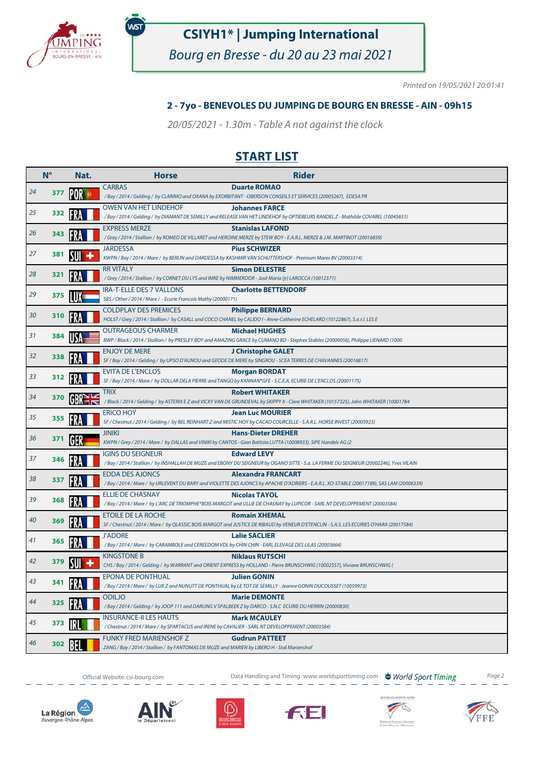# CSIYH1* | Jumping International

*Bourg en Bresse - du 20 au 23 mai 2021*

*Printed on 19/05/2021 20:01:41*

### 2 - 7yo - BENEVOLES DU JUMPING DE BOURG EN BRESSE - AIN - 09h15

*20/05/2021 - 1.30m - Table A not against the clock*

## START LIST

| | N° | Nat. | Horse | Rider |
|---|---|---|---|---|
| 24 | 377 | POR | CARBAS<br>*/ Bay / 2014 / Gelding / by CLARIMO and OXANA by EXORBITANT - OBERSON CONSEILS ET SERVICES (20005267), EDESA PR* | **Duarte ROMAO** |
| 25 | 332 | FRA | OWEN VAN HET LINDEHOF<br>*/ Bay / 2014 / Gelding / by DIAMANT DE SEMILLY and RELEASE VAN HET LINDEHOF by OPTIEBEURS RANDEL Z - Mathilde COVAREL (10045651)* | **Johannes FARCE** |
| 26 | 343 | FRA | EXPRESS MERZE<br>*/ Grey / 2014 / Stallion / by ROMEO DE VILLARET and HEROINE MERZE by STEW BOY - E.A.R.L. MERZE & J.M. MARTINOT (20016859)* | **Stanislas LAFOND** |
| 27 | 381 | SUI | JARDESSA<br>*KWPN / Bay / 2014 / Mare / by BERLIN and DARDESSA by KASHMIR VAN SCHUTTERSHOF - Premium Mares BV (20003314)* | **Pius SCHWIZER** |
| 28 | 321 | FRA | RR VITALY<br>*/ Grey / 2014 / Stallion / by CORNET DU LYS and IMKE by NIMMERDOR - José María (jr) LAROCCA (10012371)* | **Simon DELESTRE** |
| 29 | 375 | LUX | IRA-T-ELLE DES 7 VALLONS<br>*SBS / Other / 2014 / Mare / - Ecurie Francois Mathy (20000171)* | **Charlotte BETTENDORF** |
| 30 | 310 | FRA | COLDPLAY DES PREMICES<br>*HOLST / Grey / 2014 / Stallion / by CASALL and COCO CHANEL by CALIDO I - Anne-Catherine ECHELARD (10122867), S.a.r.l. LES E* | **Philippe BERNARD** |
| 31 | 384 | USA | OUTRAGEOUS CHARMER<br>*BWP / Black / 2014 / Stallion / by PRESLEY BOY and AMAZING GRACE by CUMANO BD - Stephex Stables (20000056), Philippe LIENARD (1000* | **Michael HUGHES** |
| 32 | 338 | FRA | ENJOY DE MERE<br>*SF / Bay / 2014 / Gelding / by UPSO D'AUNOU and GEODE DE MERE by SINGROU - SCEA TERRES DE CHAVANNES (20016817)* | **J Christophe GALET** |
| 33 | 312 | FRA | EVITA DE L'ENCLOS<br>*SF / Bay / 2014 / Mare / by DOLLAR DELA PIERRE and TANGO by KANNAN*GFE - S.C.E.A. ECURIE DE L'ENCLOS (20001175)* | **Morgan BORDAT** |
| 34 | 370 | GBR | TRIX<br>*/ Black / 2014 / Gelding / by ASTERIX E Z and VICKY VAN DE GRUNDEVAL by SKIPPY II - Clare WHITAKER (10157325), John WHITAKER (10001784* | **Robert WHITAKER** |
| 35 | 355 | FRA | ERICO HOY<br>*SF / Chestnut / 2014 / Gelding / by BEL REINHART Z and MISTIC HOY by CACAO COURCELLE - S.A.R.L. HORSE INVEST (20005923)* | **Jean Luc MOURIER** |
| 36 | 371 | GER | JINIKI<br>*KWPN / Grey / 2014 / Mare / by DALLAS and VINIKI by CANTOS - Gian Battista LUTTA (10008933), SIPE Handels AG (2* | **Hans-Dieter DREHER** |
| 37 | 346 | FRA | IGINS DU SEIGNEUR<br>*/ Bay / 2014 / Stallion / by INSHALLAH DE MUZE and EBONY DU SEIGNEUR by OGANO SITTE - S.a. LA FERME DU SEIGNEUR (20002246), Yves VILAIN* | **Edward LEVY** |
| 38 | 337 | FRA | EDDA DES AJONCS<br>*/ Bay / 2014 / Mare / by URLEVENT DU BARY and VIOLETTE DES AJONCS by APACHE D'ADRIERS - E.A.R.L. XO-STABLE (20017189), SAS LAM (20006339)* | **Alexandra FRANCART** |
| 39 | 368 | FRA | ELLIE DE CHASNAY<br>*/ Bay / 2014 / Mare / by L'ARC DE TRIOMPHE*BOIS MARGOT and ULLIE DE CHASNAY by LUPICOR - SARL NT DEVELOPPEMENT (20003584)* | **Nicolas TAYOL** |
| 40 | 369 | FRA | ETOILE DE LA ROCHE<br>*SF / Chestnut / 2014 / Mare / by QLASSIC BOIS MARGOT and JUSTICE DE RIBAUD by VENEUR D'ETENCLIN - S.A.S. LES ECURIES O'HARA (20017584)* | **Romain XHEMAL** |
| 41 | 365 | FRA | J'ADORE<br>*/ Bay / 2014 / Mare / by CARAMBOLE and CEREEDOM VDL by CHIN CHIN - EARL ELEVAGE DES LILAS (20003664)* | **Lalie SACLIER** |
| 42 | 379 | SUI | KINGSTONE B<br>*CHS / Bay / 2014 / Gelding / by WARRANT and ORIENT EXPRESS by HOLLAND - Pierre BRUNSCHWIG (10002557), Viviane BRUNSCHWIG (* | **Niklaus RUTSCHI** |
| 43 | 341 | FRA | EPONA DE PONTHUAL<br>*/ Bay / 2014 / Mare / by LUX Z and NUNUTT DE PONTHUAL by LE TOT DE SEMILLY - Jeanne GONIN DUCOUSSET (10059973)* | **Julien GONIN** |
| 44 | 325 | FRA | ODILJO<br>*/ Bay / 2014 / Gelding / by JOOP 111 and DARLING V SPALBEEK Z by DARCO - S.N.C ECURIE DU HERRIN (20000830)* | **Marie DEMONTE** |
| 45 | 373 | IRL | INSURANCE-II LES HAUTS<br>*/ Chestnut / 2014 / Mare / by SPARTACUS and IRENE by CAVALIER - SARL NT DEVELOPPEMENT (20003584)* | **Mark MCAULEY** |
| 46 | 302 | BEL | FUNKY FRED MARIENSHOF Z<br>*ZANG / Bay / 2014 / Stallion / by FANTOMAS DE MUZE and MARIEN by LIBERO H - Stal Marienshof* | **Gudrun PATTEET** |

Official Website: csi-bourg.com &nbsp;&nbsp;&nbsp; Data Handling and Timing : www.worldsporttiming.com &nbsp;&nbsp;&nbsp; World Sport Timing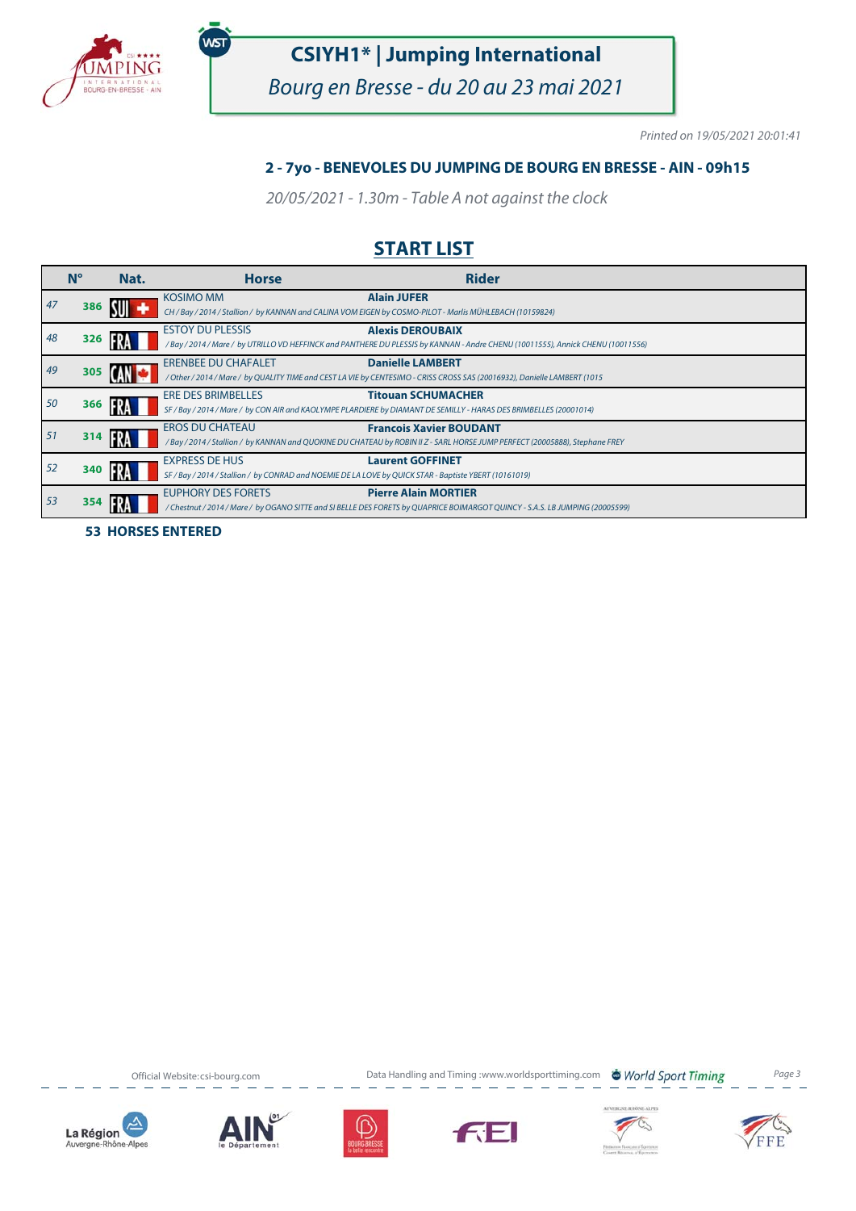# CSIYH1* | Jumping International

*Bourg en Bresse - du 20 au 23 mai 2021*

*Printed on 19/05/2021 20:01:41*

## 2 - 7yo - BENEVOLES DU JUMPING DE BOURG EN BRESSE - AIN - 09h15

*20/05/2021 - 1.30m - Table A not against the clock*

## START LIST

| N° | | Nat. | Horse | Rider |
|---|---|---|---|---|
| 47 | 386 | SUI | KOSIMO MM<br>*CH / Bay / 2014 / Stallion / by KANNAN and CALINA VOM EIGEN by COSMO-PILOT - Marlis MÜHLEBACH (10159824)* | **Alain JUFER** |
| 48 | 326 | FRA | ESTOY DU PLESSIS<br>*/ Bay / 2014 / Mare / by UTRILLO VD HEFFINCK and PANTHERE DU PLESSIS by KANNAN - Andre CHENU (10011555), Annick CHENU (10011556)* | **Alexis DEROUBAIX** |
| 49 | 305 | CAN | ERENBEE DU CHAFALET<br>*/ Other / 2014 / Mare / by QUALITY TIME and CEST LA VIE by CENTESIMO - CRISS CROSS SAS (20016932), Danielle LAMBERT (1015* | **Danielle LAMBERT** |
| 50 | 366 | FRA | ERE DES BRIMBELLES<br>*SF / Bay / 2014 / Mare / by CON AIR and KAOLYMPE PLARDIERE by DIAMANT DE SEMILLY - HARAS DES BRIMBELLES (20001014)* | **Titouan SCHUMACHER** |
| 51 | 314 | FRA | EROS DU CHATEAU<br>*/ Bay / 2014 / Stallion / by KANNAN and QUOKINE DU CHATEAU by ROBIN II Z - SARL HORSE JUMP PERFECT (20005888), Stephane FREY* | **Francois Xavier BOUDANT** |
| 52 | 340 | FRA | EXPRESS DE HUS<br>*SF / Bay / 2014 / Stallion / by CONRAD and NOEMIE DE LA LOVE by QUICK STAR - Baptiste YBERT (10161019)* | **Laurent GOFFINET** |
| 53 | 354 | FRA | EUPHORY DES FORETS<br>*/ Chestnut / 2014 / Mare / by OGANO SITTE and SI BELLE DES FORETS by QUAPRICE BOIMARGOT QUINCY - S.A.S. LB JUMPING (20005599)* | **Pierre Alain MORTIER** |

**53 HORSES ENTERED**

Official Website: csi-bourg.com

Data Handling and Timing : www.worldsporttiming.com World Sport Timing